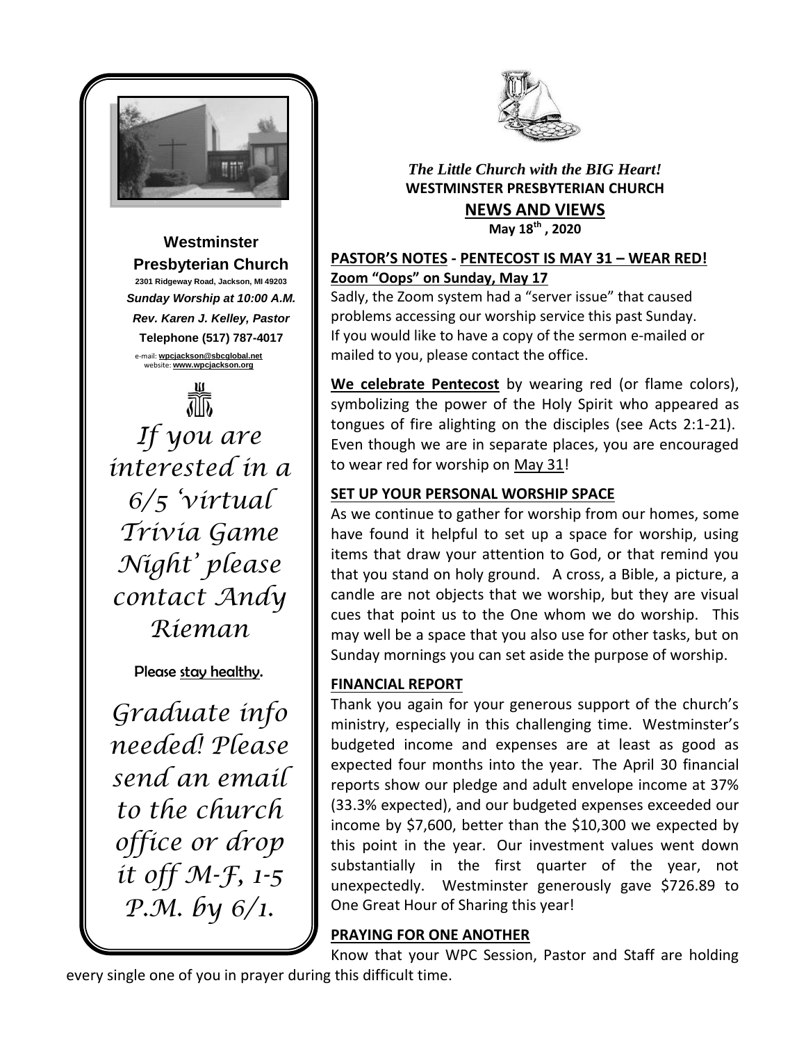**Westminster Presbyterian Church**

**2301 Ridgeway Road, Jackson, MI 49203**

***Sunday Worship at 10:00 A.M.***

***Rev. Karen J. Kelley, Pastor***

**Telephone (517) 787-4017**

e-mail: **wpcjackson@sbcglobal.net**
website: **www.wpcjackson.org**

*If you are interested in a 6/5 'virtual Trivia Game Night' please contact Andy Rieman*

Please stay healthy.

*Graduate info needed! Please send an email to the church office or drop it off M-F, 1-5 P.M. by 6/1.*

***The Little Church with the BIG Heart!***

**WESTMINSTER PRESBYTERIAN CHURCH**

**NEWS AND VIEWS**

**May 18th , 2020**

## PASTOR'S NOTES - PENTECOST IS MAY 31 – WEAR RED!

**Zoom "Oops" on Sunday, May 17**

Sadly, the Zoom system had a "server issue" that caused problems accessing our worship service this past Sunday. If you would like to have a copy of the sermon e-mailed or mailed to you, please contact the office.

**We celebrate Pentecost** by wearing red (or flame colors), symbolizing the power of the Holy Spirit who appeared as tongues of fire alighting on the disciples (see Acts 2:1-21). Even though we are in separate places, you are encouraged to wear red for worship on May 31!

## SET UP YOUR PERSONAL WORSHIP SPACE

As we continue to gather for worship from our homes, some have found it helpful to set up a space for worship, using items that draw your attention to God, or that remind you that you stand on holy ground. A cross, a Bible, a picture, a candle are not objects that we worship, but they are visual cues that point us to the One whom we do worship. This may well be a space that you also use for other tasks, but on Sunday mornings you can set aside the purpose of worship.

## FINANCIAL REPORT

Thank you again for your generous support of the church's ministry, especially in this challenging time. Westminster's budgeted income and expenses are at least as good as expected four months into the year. The April 30 financial reports show our pledge and adult envelope income at 37% (33.3% expected), and our budgeted expenses exceeded our income by $7,600, better than the $10,300 we expected by this point in the year. Our investment values went down substantially in the first quarter of the year, not unexpectedly. Westminster generously gave $726.89 to One Great Hour of Sharing this year!

## PRAYING FOR ONE ANOTHER

Know that your WPC Session, Pastor and Staff are holding every single one of you in prayer during this difficult time.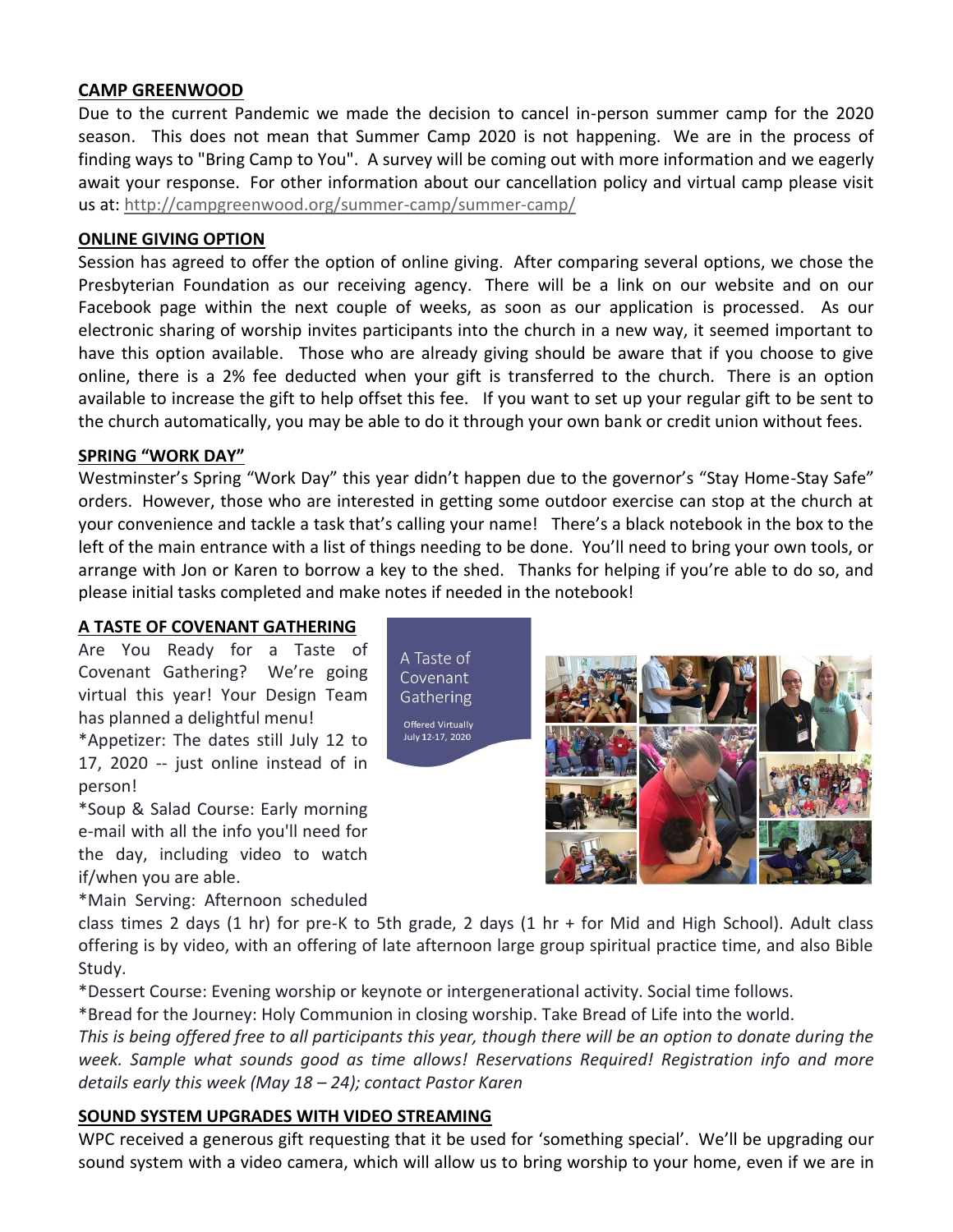**CAMP GREENWOOD**

Due to the current Pandemic we made the decision to cancel in-person summer camp for the 2020 season. This does not mean that Summer Camp 2020 is not happening. We are in the process of finding ways to "Bring Camp to You". A survey will be coming out with more information and we eagerly await your response. For other information about our cancellation policy and virtual camp please visit us at: http://campgreenwood.org/summer-camp/summer-camp/

**ONLINE GIVING OPTION**

Session has agreed to offer the option of online giving. After comparing several options, we chose the Presbyterian Foundation as our receiving agency. There will be a link on our website and on our Facebook page within the next couple of weeks, as soon as our application is processed. As our electronic sharing of worship invites participants into the church in a new way, it seemed important to have this option available. Those who are already giving should be aware that if you choose to give online, there is a 2% fee deducted when your gift is transferred to the church. There is an option available to increase the gift to help offset this fee. If you want to set up your regular gift to be sent to the church automatically, you may be able to do it through your own bank or credit union without fees.

**SPRING "WORK DAY"**

Westminster's Spring "Work Day" this year didn't happen due to the governor's "Stay Home-Stay Safe" orders. However, those who are interested in getting some outdoor exercise can stop at the church at your convenience and tackle a task that's calling your name! There's a black notebook in the box to the left of the main entrance with a list of things needing to be done. You'll need to bring your own tools, or arrange with Jon or Karen to borrow a key to the shed. Thanks for helping if you're able to do so, and please initial tasks completed and make notes if needed in the notebook!

**A TASTE OF COVENANT GATHERING**

A Taste of Covenant Gathering

Offered Virtually July 12-17, 2020

Are You Ready for a Taste of Covenant Gathering? We're going virtual this year! Your Design Team has planned a delightful menu!

*Appetizer: The dates still July 12 to 17, 2020 -- just online instead of in person!

*Soup & Salad Course: Early morning e-mail with all the info you'll need for the day, including video to watch if/when you are able.

*Main Serving: Afternoon scheduled class times 2 days (1 hr) for pre-K to 5th grade, 2 days (1 hr + for Mid and High School). Adult class offering is by video, with an offering of late afternoon large group spiritual practice time, and also Bible Study.

*Dessert Course: Evening worship or keynote or intergenerational activity. Social time follows.

*Bread for the Journey: Holy Communion in closing worship. Take Bread of Life into the world.

*This is being offered free to all participants this year, though there will be an option to donate during the week. Sample what sounds good as time allows! Reservations Required! Registration info and more details early this week (May 18 – 24); contact Pastor Karen*

**SOUND SYSTEM UPGRADES WITH VIDEO STREAMING**

WPC received a generous gift requesting that it be used for 'something special'. We'll be upgrading our sound system with a video camera, which will allow us to bring worship to your home, even if we are in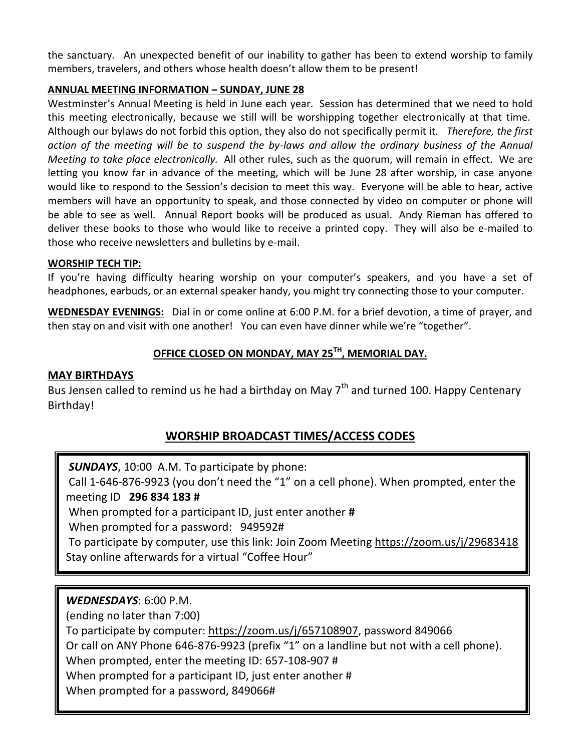the sanctuary. An unexpected benefit of our inability to gather has been to extend worship to family members, travelers, and others whose health doesn't allow them to be present!

**ANNUAL MEETING INFORMATION – SUNDAY, JUNE 28**

Westminster's Annual Meeting is held in June each year. Session has determined that we need to hold this meeting electronically, because we still will be worshipping together electronically at that time. Although our bylaws do not forbid this option, they also do not specifically permit it. *Therefore, the first action of the meeting will be to suspend the by-laws and allow the ordinary business of the Annual Meeting to take place electronically.* All other rules, such as the quorum, will remain in effect. We are letting you know far in advance of the meeting, which will be June 28 after worship, in case anyone would like to respond to the Session's decision to meet this way. Everyone will be able to hear, active members will have an opportunity to speak, and those connected by video on computer or phone will be able to see as well. Annual Report books will be produced as usual. Andy Rieman has offered to deliver these books to those who would like to receive a printed copy. They will also be e-mailed to those who receive newsletters and bulletins by e-mail.

**WORSHIP TECH TIP:**

If you're having difficulty hearing worship on your computer's speakers, and you have a set of headphones, earbuds, or an external speaker handy, you might try connecting those to your computer.

**WEDNESDAY EVENINGS:** Dial in or come online at 6:00 P.M. for a brief devotion, a time of prayer, and then stay on and visit with one another! You can even have dinner while we're "together".

**OFFICE CLOSED ON MONDAY, MAY 25TH, MEMORIAL DAY.**

## MAY BIRTHDAYS

Bus Jensen called to remind us he had a birthday on May 7th and turned 100. Happy Centenary Birthday!

## WORSHIP BROADCAST TIMES/ACCESS CODES

***SUNDAYS***, 10:00 A.M. To participate by phone:

Call 1-646-876-9923 (you don't need the "1" on a cell phone). When prompted, enter the meeting ID **296 834 183 #**

When prompted for a participant ID, just enter another **#**

When prompted for a password: 949592#

To participate by computer, use this link: Join Zoom Meeting https://zoom.us/j/29683418

Stay online afterwards for a virtual "Coffee Hour"

***WEDNESDAYS***: 6:00 P.M.

(ending no later than 7:00)

To participate by computer: https://zoom.us/j/657108907, password 849066

Or call on ANY Phone 646-876-9923 (prefix "1" on a landline but not with a cell phone).

When prompted, enter the meeting ID: 657-108-907 #

When prompted for a participant ID, just enter another #

When prompted for a password, 849066#